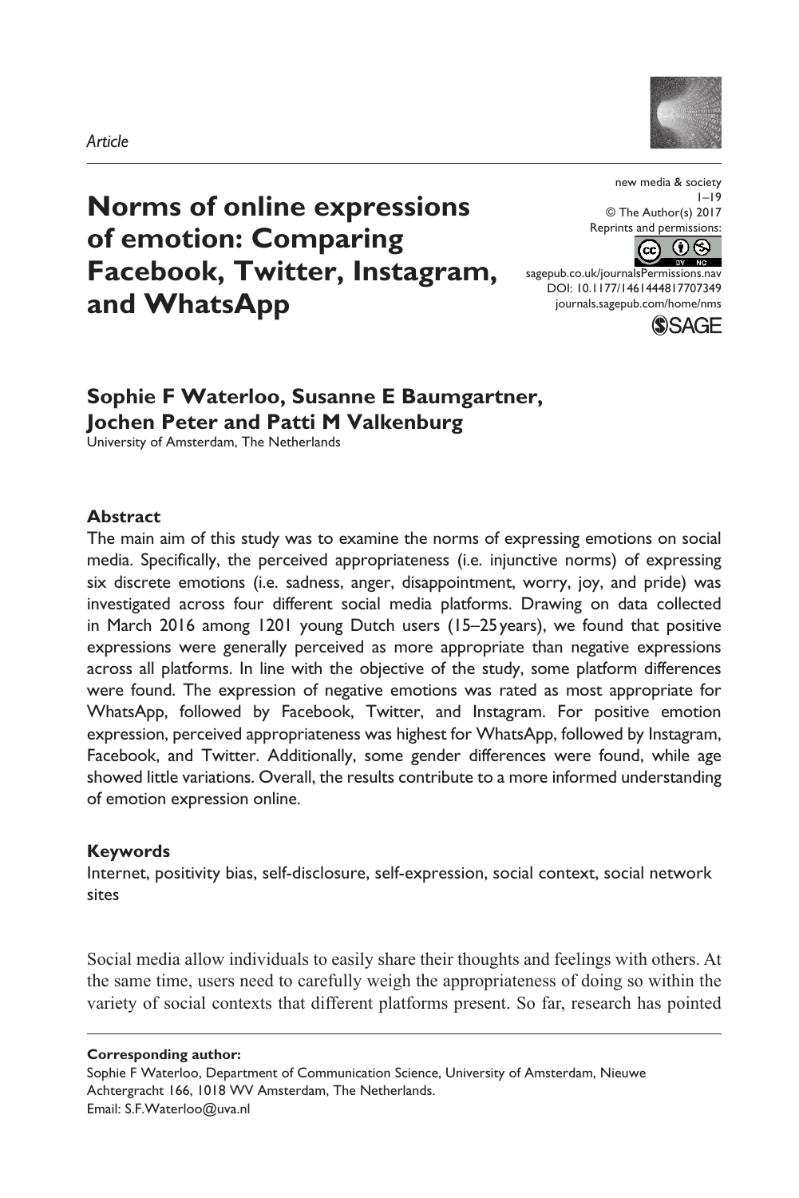*Article*

# Norms of online expressions of emotion: Comparing Facebook, Twitter, Instagram, and WhatsApp

**Sophie F Waterloo, Susanne E Baumgartner, Jochen Peter and Patti M Valkenburg**

University of Amsterdam, The Netherlands

new media & society
© The Author(s) 2017
Reprints and permissions:
sagepub.co.uk/journalsPermissions.nav
DOI: 10.1177/1461444817707349
journals.sagepub.com/home/nms

## Abstract

The main aim of this study was to examine the norms of expressing emotions on social media. Specifically, the perceived appropriateness (i.e. injunctive norms) of expressing six discrete emotions (i.e. sadness, anger, disappointment, worry, joy, and pride) was investigated across four different social media platforms. Drawing on data collected in March 2016 among 1201 young Dutch users (15–25 years), we found that positive expressions were generally perceived as more appropriate than negative expressions across all platforms. In line with the objective of the study, some platform differences were found. The expression of negative emotions was rated as most appropriate for WhatsApp, followed by Facebook, Twitter, and Instagram. For positive emotion expression, perceived appropriateness was highest for WhatsApp, followed by Instagram, Facebook, and Twitter. Additionally, some gender differences were found, while age showed little variations. Overall, the results contribute to a more informed understanding of emotion expression online.

## Keywords

Internet, positivity bias, self-disclosure, self-expression, social context, social network sites

Social media allow individuals to easily share their thoughts and feelings with others. At the same time, users need to carefully weigh the appropriateness of doing so within the variety of social contexts that different platforms present. So far, research has pointed

**Corresponding author:**
Sophie F Waterloo, Department of Communication Science, University of Amsterdam, Nieuwe Achtergracht 166, 1018 WV Amsterdam, The Netherlands.
Email: S.F.Waterloo@uva.nl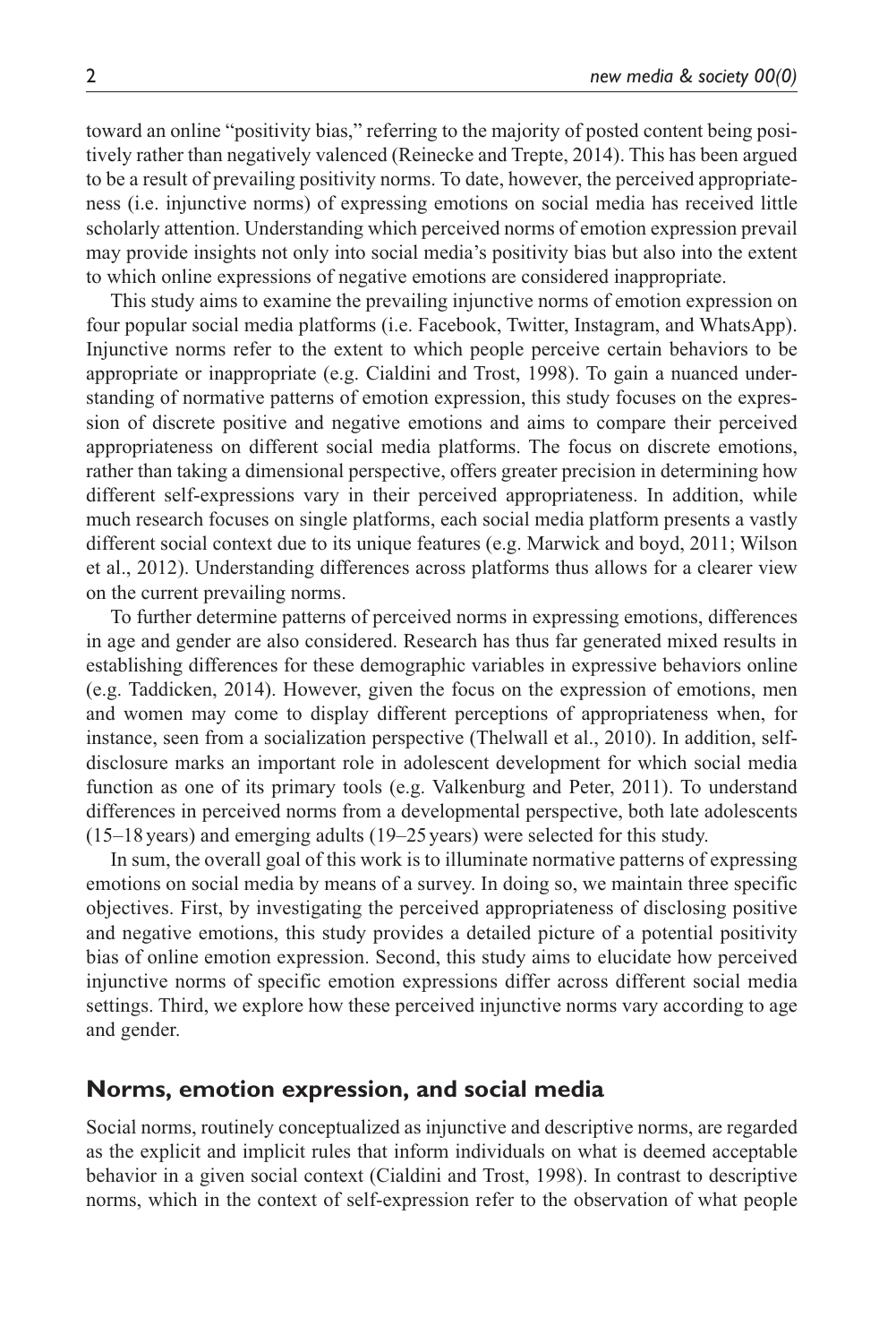toward an online "positivity bias," referring to the majority of posted content being positively rather than negatively valenced (Reinecke and Trepte, 2014). This has been argued to be a result of prevailing positivity norms. To date, however, the perceived appropriateness (i.e. injunctive norms) of expressing emotions on social media has received little scholarly attention. Understanding which perceived norms of emotion expression prevail may provide insights not only into social media's positivity bias but also into the extent to which online expressions of negative emotions are considered inappropriate.

This study aims to examine the prevailing injunctive norms of emotion expression on four popular social media platforms (i.e. Facebook, Twitter, Instagram, and WhatsApp). Injunctive norms refer to the extent to which people perceive certain behaviors to be appropriate or inappropriate (e.g. Cialdini and Trost, 1998). To gain a nuanced understanding of normative patterns of emotion expression, this study focuses on the expression of discrete positive and negative emotions and aims to compare their perceived appropriateness on different social media platforms. The focus on discrete emotions, rather than taking a dimensional perspective, offers greater precision in determining how different self-expressions vary in their perceived appropriateness. In addition, while much research focuses on single platforms, each social media platform presents a vastly different social context due to its unique features (e.g. Marwick and boyd, 2011; Wilson et al., 2012). Understanding differences across platforms thus allows for a clearer view on the current prevailing norms.

To further determine patterns of perceived norms in expressing emotions, differences in age and gender are also considered. Research has thus far generated mixed results in establishing differences for these demographic variables in expressive behaviors online (e.g. Taddicken, 2014). However, given the focus on the expression of emotions, men and women may come to display different perceptions of appropriateness when, for instance, seen from a socialization perspective (Thelwall et al., 2010). In addition, self-disclosure marks an important role in adolescent development for which social media function as one of its primary tools (e.g. Valkenburg and Peter, 2011). To understand differences in perceived norms from a developmental perspective, both late adolescents (15–18 years) and emerging adults (19–25 years) were selected for this study.

In sum, the overall goal of this work is to illuminate normative patterns of expressing emotions on social media by means of a survey. In doing so, we maintain three specific objectives. First, by investigating the perceived appropriateness of disclosing positive and negative emotions, this study provides a detailed picture of a potential positivity bias of online emotion expression. Second, this study aims to elucidate how perceived injunctive norms of specific emotion expressions differ across different social media settings. Third, we explore how these perceived injunctive norms vary according to age and gender.

## Norms, emotion expression, and social media

Social norms, routinely conceptualized as injunctive and descriptive norms, are regarded as the explicit and implicit rules that inform individuals on what is deemed acceptable behavior in a given social context (Cialdini and Trost, 1998). In contrast to descriptive norms, which in the context of self-expression refer to the observation of what people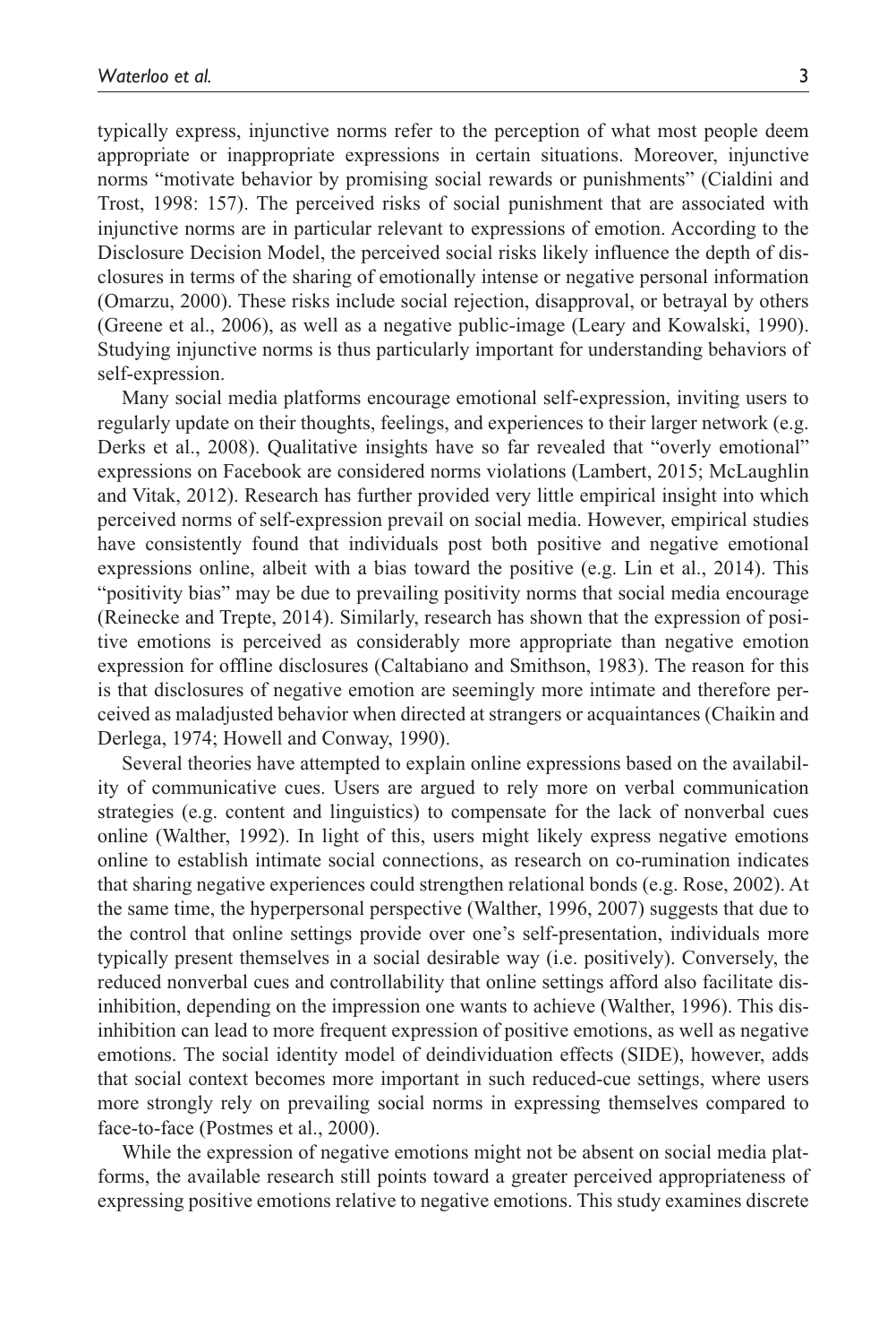typically express, injunctive norms refer to the perception of what most people deem appropriate or inappropriate expressions in certain situations. Moreover, injunctive norms "motivate behavior by promising social rewards or punishments" (Cialdini and Trost, 1998: 157). The perceived risks of social punishment that are associated with injunctive norms are in particular relevant to expressions of emotion. According to the Disclosure Decision Model, the perceived social risks likely influence the depth of disclosures in terms of the sharing of emotionally intense or negative personal information (Omarzu, 2000). These risks include social rejection, disapproval, or betrayal by others (Greene et al., 2006), as well as a negative public-image (Leary and Kowalski, 1990). Studying injunctive norms is thus particularly important for understanding behaviors of self-expression.

Many social media platforms encourage emotional self-expression, inviting users to regularly update on their thoughts, feelings, and experiences to their larger network (e.g. Derks et al., 2008). Qualitative insights have so far revealed that "overly emotional" expressions on Facebook are considered norms violations (Lambert, 2015; McLaughlin and Vitak, 2012). Research has further provided very little empirical insight into which perceived norms of self-expression prevail on social media. However, empirical studies have consistently found that individuals post both positive and negative emotional expressions online, albeit with a bias toward the positive (e.g. Lin et al., 2014). This "positivity bias" may be due to prevailing positivity norms that social media encourage (Reinecke and Trepte, 2014). Similarly, research has shown that the expression of positive emotions is perceived as considerably more appropriate than negative emotion expression for offline disclosures (Caltabiano and Smithson, 1983). The reason for this is that disclosures of negative emotion are seemingly more intimate and therefore perceived as maladjusted behavior when directed at strangers or acquaintances (Chaikin and Derlega, 1974; Howell and Conway, 1990).

Several theories have attempted to explain online expressions based on the availability of communicative cues. Users are argued to rely more on verbal communication strategies (e.g. content and linguistics) to compensate for the lack of nonverbal cues online (Walther, 1992). In light of this, users might likely express negative emotions online to establish intimate social connections, as research on co-rumination indicates that sharing negative experiences could strengthen relational bonds (e.g. Rose, 2002). At the same time, the hyperpersonal perspective (Walther, 1996, 2007) suggests that due to the control that online settings provide over one's self-presentation, individuals more typically present themselves in a social desirable way (i.e. positively). Conversely, the reduced nonverbal cues and controllability that online settings afford also facilitate disinhibition, depending on the impression one wants to achieve (Walther, 1996). This disinhibition can lead to more frequent expression of positive emotions, as well as negative emotions. The social identity model of deindividuation effects (SIDE), however, adds that social context becomes more important in such reduced-cue settings, where users more strongly rely on prevailing social norms in expressing themselves compared to face-to-face (Postmes et al., 2000).

While the expression of negative emotions might not be absent on social media platforms, the available research still points toward a greater perceived appropriateness of expressing positive emotions relative to negative emotions. This study examines discrete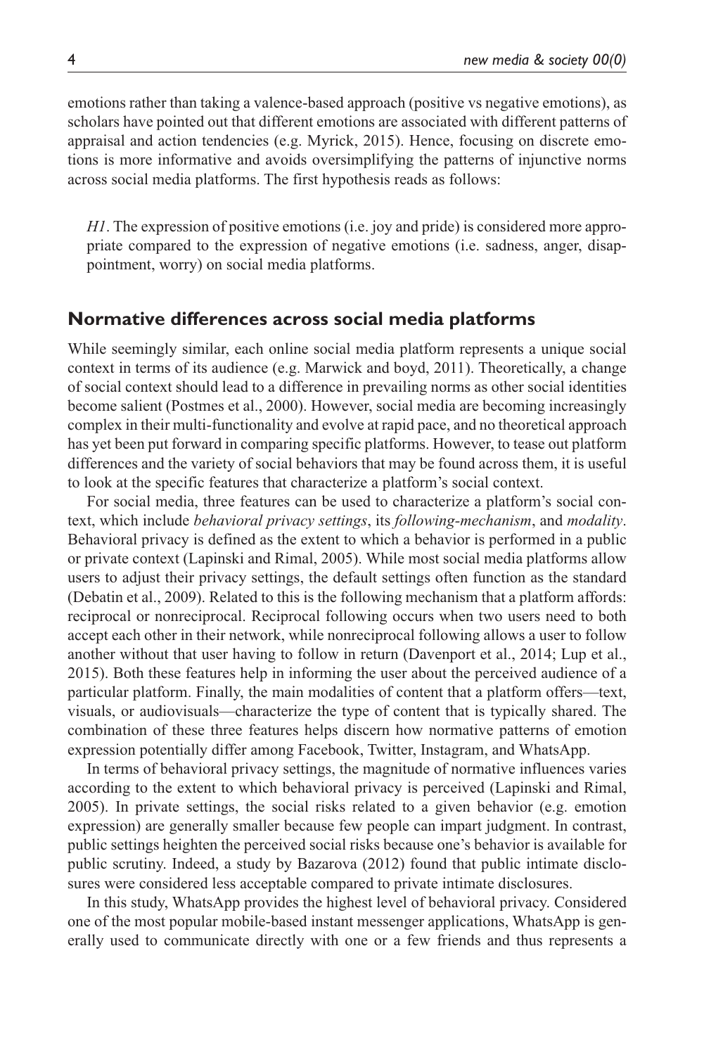emotions rather than taking a valence-based approach (positive vs negative emotions), as scholars have pointed out that different emotions are associated with different patterns of appraisal and action tendencies (e.g. Myrick, 2015). Hence, focusing on discrete emotions is more informative and avoids oversimplifying the patterns of injunctive norms across social media platforms. The first hypothesis reads as follows:

> *H1*. The expression of positive emotions (i.e. joy and pride) is considered more appropriate compared to the expression of negative emotions (i.e. sadness, anger, disappointment, worry) on social media platforms.

## Normative differences across social media platforms

While seemingly similar, each online social media platform represents a unique social context in terms of its audience (e.g. Marwick and boyd, 2011). Theoretically, a change of social context should lead to a difference in prevailing norms as other social identities become salient (Postmes et al., 2000). However, social media are becoming increasingly complex in their multi-functionality and evolve at rapid pace, and no theoretical approach has yet been put forward in comparing specific platforms. However, to tease out platform differences and the variety of social behaviors that may be found across them, it is useful to look at the specific features that characterize a platform's social context.

For social media, three features can be used to characterize a platform's social context, which include *behavioral privacy settings*, its *following-mechanism*, and *modality*. Behavioral privacy is defined as the extent to which a behavior is performed in a public or private context (Lapinski and Rimal, 2005). While most social media platforms allow users to adjust their privacy settings, the default settings often function as the standard (Debatin et al., 2009). Related to this is the following mechanism that a platform affords: reciprocal or nonreciprocal. Reciprocal following occurs when two users need to both accept each other in their network, while nonreciprocal following allows a user to follow another without that user having to follow in return (Davenport et al., 2014; Lup et al., 2015). Both these features help in informing the user about the perceived audience of a particular platform. Finally, the main modalities of content that a platform offers—text, visuals, or audiovisuals—characterize the type of content that is typically shared. The combination of these three features helps discern how normative patterns of emotion expression potentially differ among Facebook, Twitter, Instagram, and WhatsApp.

In terms of behavioral privacy settings, the magnitude of normative influences varies according to the extent to which behavioral privacy is perceived (Lapinski and Rimal, 2005). In private settings, the social risks related to a given behavior (e.g. emotion expression) are generally smaller because few people can impart judgment. In contrast, public settings heighten the perceived social risks because one's behavior is available for public scrutiny. Indeed, a study by Bazarova (2012) found that public intimate disclosures were considered less acceptable compared to private intimate disclosures.

In this study, WhatsApp provides the highest level of behavioral privacy. Considered one of the most popular mobile-based instant messenger applications, WhatsApp is generally used to communicate directly with one or a few friends and thus represents a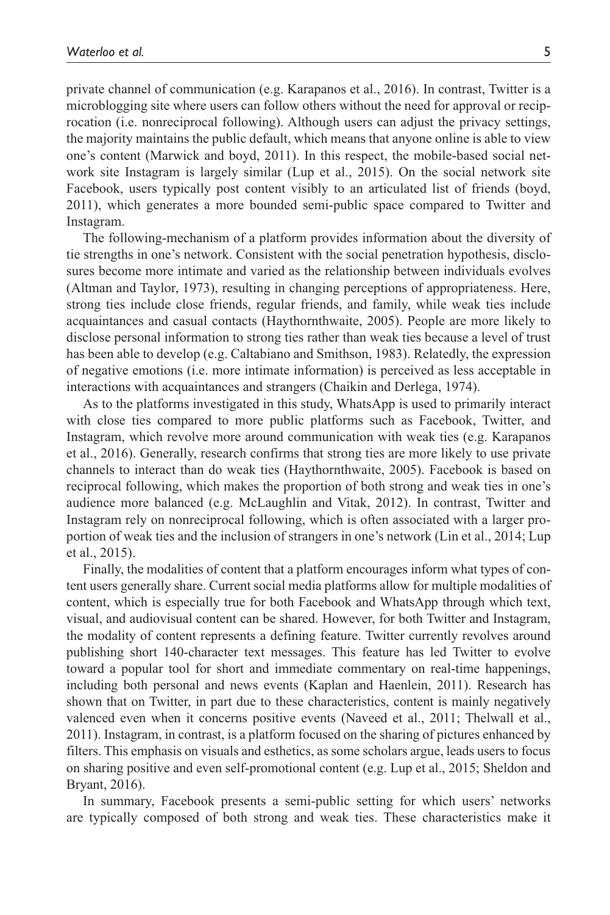private channel of communication (e.g. Karapanos et al., 2016). In contrast, Twitter is a microblogging site where users can follow others without the need for approval or reciprocation (i.e. nonreciprocal following). Although users can adjust the privacy settings, the majority maintains the public default, which means that anyone online is able to view one's content (Marwick and boyd, 2011). In this respect, the mobile-based social network site Instagram is largely similar (Lup et al., 2015). On the social network site Facebook, users typically post content visibly to an articulated list of friends (boyd, 2011), which generates a more bounded semi-public space compared to Twitter and Instagram.

The following-mechanism of a platform provides information about the diversity of tie strengths in one's network. Consistent with the social penetration hypothesis, disclosures become more intimate and varied as the relationship between individuals evolves (Altman and Taylor, 1973), resulting in changing perceptions of appropriateness. Here, strong ties include close friends, regular friends, and family, while weak ties include acquaintances and casual contacts (Haythornthwaite, 2005). People are more likely to disclose personal information to strong ties rather than weak ties because a level of trust has been able to develop (e.g. Caltabiano and Smithson, 1983). Relatedly, the expression of negative emotions (i.e. more intimate information) is perceived as less acceptable in interactions with acquaintances and strangers (Chaikin and Derlega, 1974).

As to the platforms investigated in this study, WhatsApp is used to primarily interact with close ties compared to more public platforms such as Facebook, Twitter, and Instagram, which revolve more around communication with weak ties (e.g. Karapanos et al., 2016). Generally, research confirms that strong ties are more likely to use private channels to interact than do weak ties (Haythornthwaite, 2005). Facebook is based on reciprocal following, which makes the proportion of both strong and weak ties in one's audience more balanced (e.g. McLaughlin and Vitak, 2012). In contrast, Twitter and Instagram rely on nonreciprocal following, which is often associated with a larger proportion of weak ties and the inclusion of strangers in one's network (Lin et al., 2014; Lup et al., 2015).

Finally, the modalities of content that a platform encourages inform what types of content users generally share. Current social media platforms allow for multiple modalities of content, which is especially true for both Facebook and WhatsApp through which text, visual, and audiovisual content can be shared. However, for both Twitter and Instagram, the modality of content represents a defining feature. Twitter currently revolves around publishing short 140-character text messages. This feature has led Twitter to evolve toward a popular tool for short and immediate commentary on real-time happenings, including both personal and news events (Kaplan and Haenlein, 2011). Research has shown that on Twitter, in part due to these characteristics, content is mainly negatively valenced even when it concerns positive events (Naveed et al., 2011; Thelwall et al., 2011). Instagram, in contrast, is a platform focused on the sharing of pictures enhanced by filters. This emphasis on visuals and esthetics, as some scholars argue, leads users to focus on sharing positive and even self-promotional content (e.g. Lup et al., 2015; Sheldon and Bryant, 2016).

In summary, Facebook presents a semi-public setting for which users' networks are typically composed of both strong and weak ties. These characteristics make it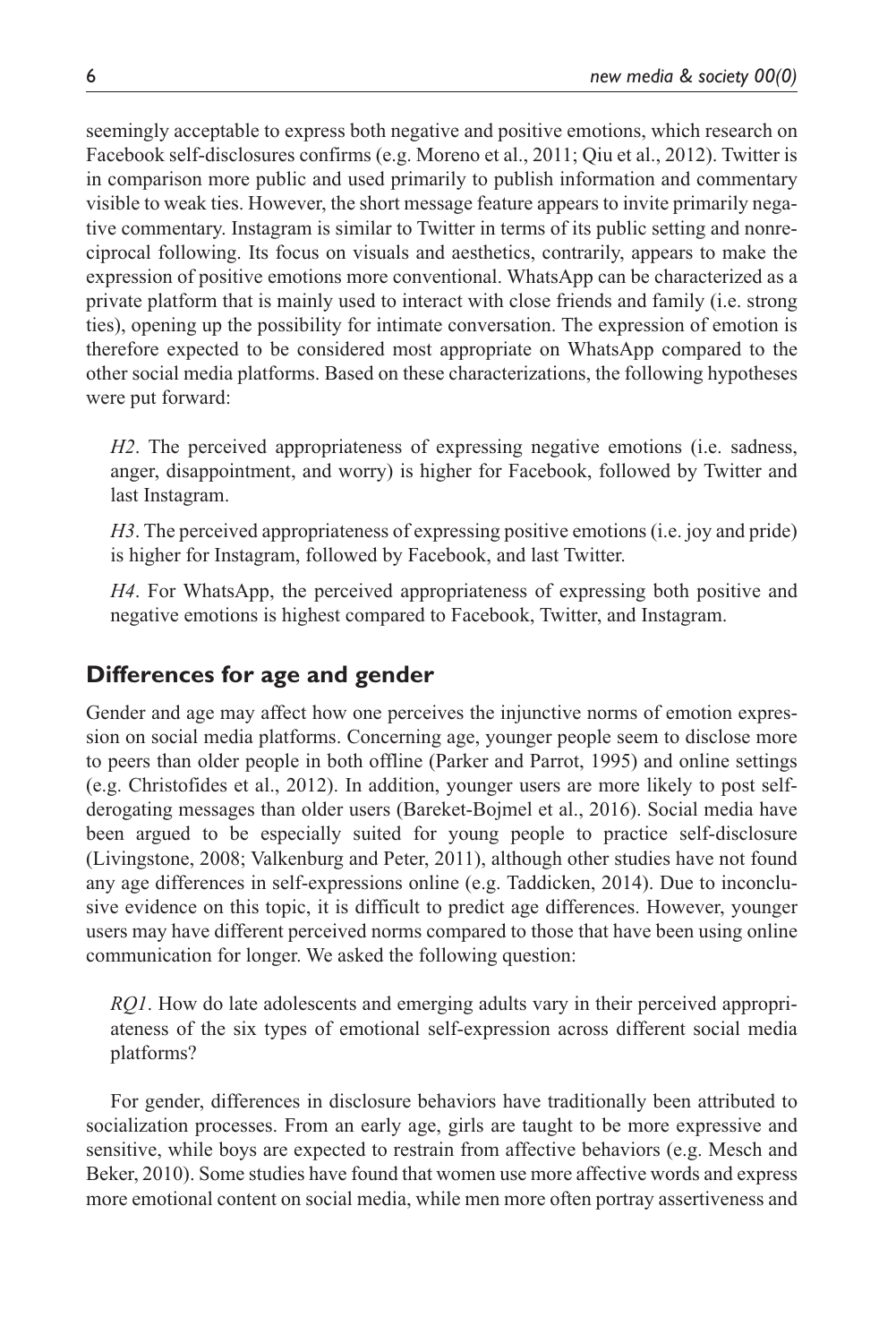seemingly acceptable to express both negative and positive emotions, which research on Facebook self-disclosures confirms (e.g. Moreno et al., 2011; Qiu et al., 2012). Twitter is in comparison more public and used primarily to publish information and commentary visible to weak ties. However, the short message feature appears to invite primarily negative commentary. Instagram is similar to Twitter in terms of its public setting and nonreciprocal following. Its focus on visuals and aesthetics, contrarily, appears to make the expression of positive emotions more conventional. WhatsApp can be characterized as a private platform that is mainly used to interact with close friends and family (i.e. strong ties), opening up the possibility for intimate conversation. The expression of emotion is therefore expected to be considered most appropriate on WhatsApp compared to the other social media platforms. Based on these characterizations, the following hypotheses were put forward:

> *H2*. The perceived appropriateness of expressing negative emotions (i.e. sadness, anger, disappointment, and worry) is higher for Facebook, followed by Twitter and last Instagram.
>
> *H3*. The perceived appropriateness of expressing positive emotions (i.e. joy and pride) is higher for Instagram, followed by Facebook, and last Twitter.
>
> *H4*. For WhatsApp, the perceived appropriateness of expressing both positive and negative emotions is highest compared to Facebook, Twitter, and Instagram.

## Differences for age and gender

Gender and age may affect how one perceives the injunctive norms of emotion expression on social media platforms. Concerning age, younger people seem to disclose more to peers than older people in both offline (Parker and Parrot, 1995) and online settings (e.g. Christofides et al., 2012). In addition, younger users are more likely to post self-derogating messages than older users (Bareket-Bojmel et al., 2016). Social media have been argued to be especially suited for young people to practice self-disclosure (Livingstone, 2008; Valkenburg and Peter, 2011), although other studies have not found any age differences in self-expressions online (e.g. Taddicken, 2014). Due to inconclusive evidence on this topic, it is difficult to predict age differences. However, younger users may have different perceived norms compared to those that have been using online communication for longer. We asked the following question:

> *RQ1*. How do late adolescents and emerging adults vary in their perceived appropriateness of the six types of emotional self-expression across different social media platforms?

For gender, differences in disclosure behaviors have traditionally been attributed to socialization processes. From an early age, girls are taught to be more expressive and sensitive, while boys are expected to restrain from affective behaviors (e.g. Mesch and Beker, 2010). Some studies have found that women use more affective words and express more emotional content on social media, while men more often portray assertiveness and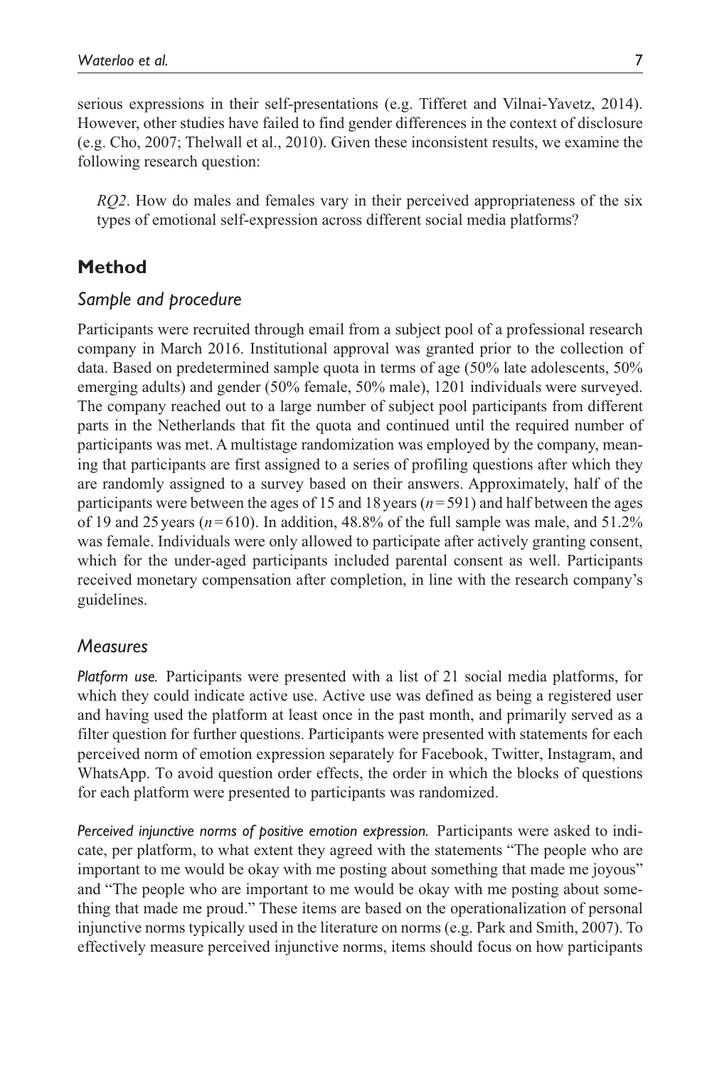serious expressions in their self-presentations (e.g. Tifferet and Vilnai-Yavetz, 2014). However, other studies have failed to find gender differences in the context of disclosure (e.g. Cho, 2007; Thelwall et al., 2010). Given these inconsistent results, we examine the following research question:

> *RQ2*. How do males and females vary in their perceived appropriateness of the six types of emotional self-expression across different social media platforms?

## Method

### Sample and procedure

Participants were recruited through email from a subject pool of a professional research company in March 2016. Institutional approval was granted prior to the collection of data. Based on predetermined sample quota in terms of age (50% late adolescents, 50% emerging adults) and gender (50% female, 50% male), 1201 individuals were surveyed. The company reached out to a large number of subject pool participants from different parts in the Netherlands that fit the quota and continued until the required number of participants was met. A multistage randomization was employed by the company, meaning that participants are first assigned to a series of profiling questions after which they are randomly assigned to a survey based on their answers. Approximately, half of the participants were between the ages of 15 and 18 years ($n = 591$) and half between the ages of 19 and 25 years ($n = 610$). In addition, 48.8% of the full sample was male, and 51.2% was female. Individuals were only allowed to participate after actively granting consent, which for the under-aged participants included parental consent as well. Participants received monetary compensation after completion, in line with the research company's guidelines.

### Measures

*Platform use.* Participants were presented with a list of 21 social media platforms, for which they could indicate active use. Active use was defined as being a registered user and having used the platform at least once in the past month, and primarily served as a filter question for further questions. Participants were presented with statements for each perceived norm of emotion expression separately for Facebook, Twitter, Instagram, and WhatsApp. To avoid question order effects, the order in which the blocks of questions for each platform were presented to participants was randomized.

*Perceived injunctive norms of positive emotion expression.* Participants were asked to indicate, per platform, to what extent they agreed with the statements "The people who are important to me would be okay with me posting about something that made me joyous" and "The people who are important to me would be okay with me posting about something that made me proud." These items are based on the operationalization of personal injunctive norms typically used in the literature on norms (e.g. Park and Smith, 2007). To effectively measure perceived injunctive norms, items should focus on how participants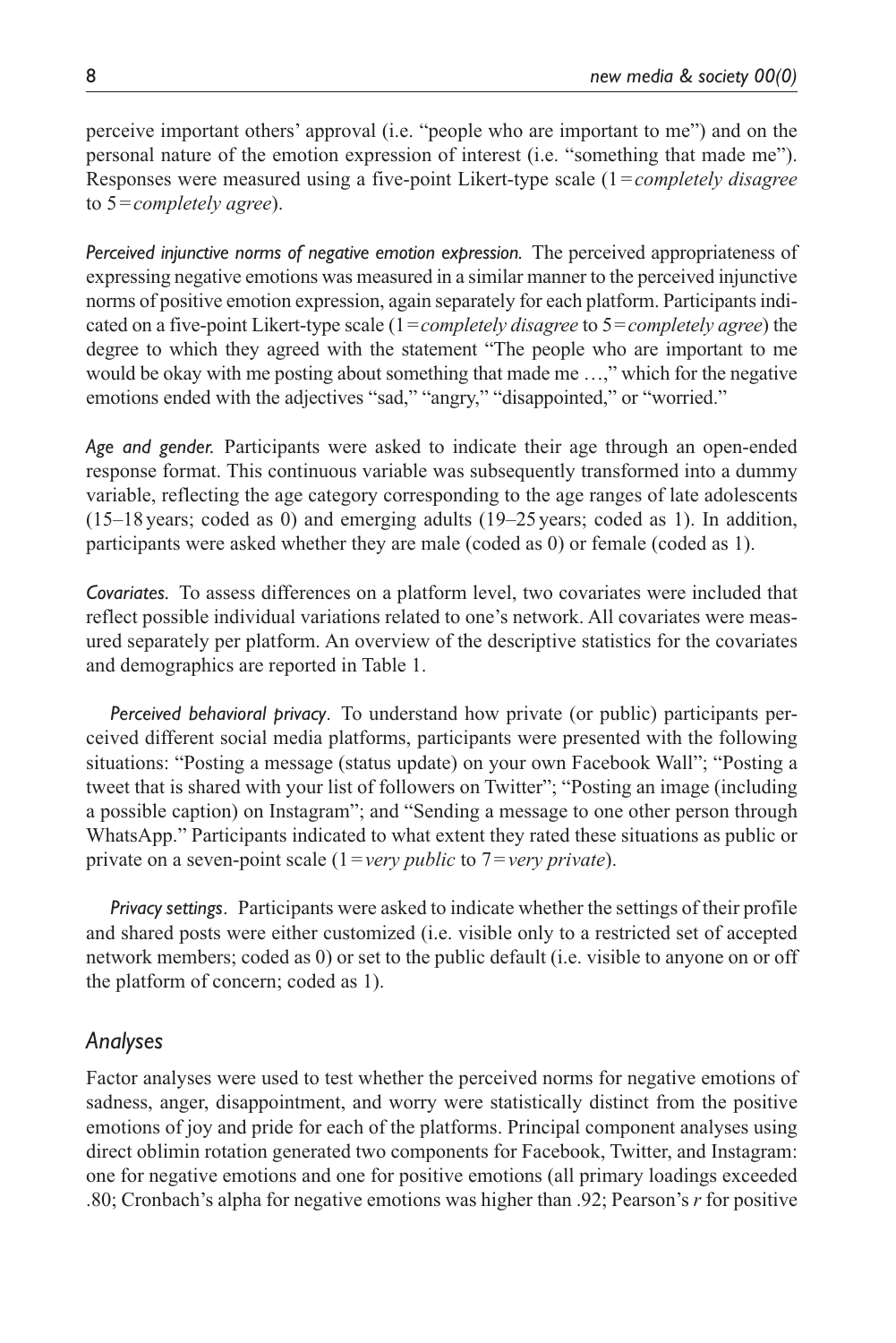perceive important others' approval (i.e. "people who are important to me") and on the personal nature of the emotion expression of interest (i.e. "something that made me"). Responses were measured using a five-point Likert-type scale (1 = *completely disagree* to 5 = *completely agree*).

*Perceived injunctive norms of negative emotion expression.* The perceived appropriateness of expressing negative emotions was measured in a similar manner to the perceived injunctive norms of positive emotion expression, again separately for each platform. Participants indicated on a five-point Likert-type scale (1 = *completely disagree* to 5 = *completely agree*) the degree to which they agreed with the statement "The people who are important to me would be okay with me posting about something that made me …," which for the negative emotions ended with the adjectives "sad," "angry," "disappointed," or "worried."

*Age and gender.* Participants were asked to indicate their age through an open-ended response format. This continuous variable was subsequently transformed into a dummy variable, reflecting the age category corresponding to the age ranges of late adolescents (15–18 years; coded as 0) and emerging adults (19–25 years; coded as 1). In addition, participants were asked whether they are male (coded as 0) or female (coded as 1).

*Covariates.* To assess differences on a platform level, two covariates were included that reflect possible individual variations related to one's network. All covariates were measured separately per platform. An overview of the descriptive statistics for the covariates and demographics are reported in Table 1.

*Perceived behavioral privacy*. To understand how private (or public) participants perceived different social media platforms, participants were presented with the following situations: "Posting a message (status update) on your own Facebook Wall"; "Posting a tweet that is shared with your list of followers on Twitter"; "Posting an image (including a possible caption) on Instagram"; and "Sending a message to one other person through WhatsApp." Participants indicated to what extent they rated these situations as public or private on a seven-point scale (1 = *very public* to 7 = *very private*).

*Privacy settings*. Participants were asked to indicate whether the settings of their profile and shared posts were either customized (i.e. visible only to a restricted set of accepted network members; coded as 0) or set to the public default (i.e. visible to anyone on or off the platform of concern; coded as 1).

## Analyses

Factor analyses were used to test whether the perceived norms for negative emotions of sadness, anger, disappointment, and worry were statistically distinct from the positive emotions of joy and pride for each of the platforms. Principal component analyses using direct oblimin rotation generated two components for Facebook, Twitter, and Instagram: one for negative emotions and one for positive emotions (all primary loadings exceeded .80; Cronbach's alpha for negative emotions was higher than .92; Pearson's $r$ for positive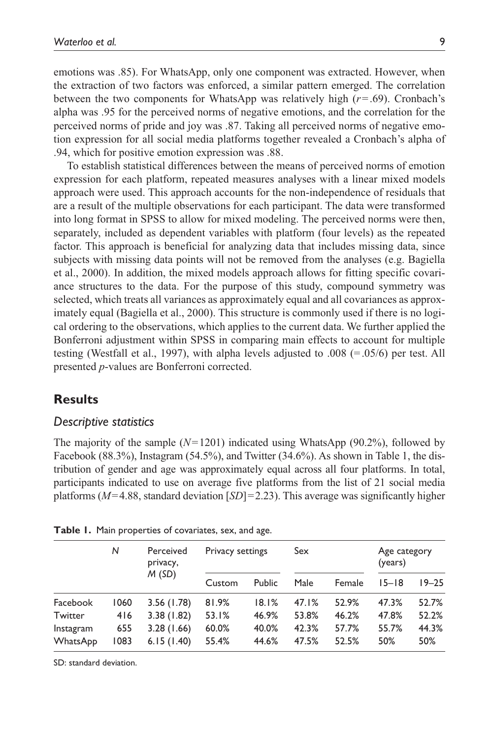emotions was .85). For WhatsApp, only one component was extracted. However, when the extraction of two factors was enforced, a similar pattern emerged. The correlation between the two components for WhatsApp was relatively high ($r$=.69). Cronbach's alpha was .95 for the perceived norms of negative emotions, and the correlation for the perceived norms of pride and joy was .87. Taking all perceived norms of negative emotion expression for all social media platforms together revealed a Cronbach's alpha of .94, which for positive emotion expression was .88.

To establish statistical differences between the means of perceived norms of emotion expression for each platform, repeated measures analyses with a linear mixed models approach were used. This approach accounts for the non-independence of residuals that are a result of the multiple observations for each participant. The data were transformed into long format in SPSS to allow for mixed modeling. The perceived norms were then, separately, included as dependent variables with platform (four levels) as the repeated factor. This approach is beneficial for analyzing data that includes missing data, since subjects with missing data points will not be removed from the analyses (e.g. Bagiella et al., 2000). In addition, the mixed models approach allows for fitting specific covariance structures to the data. For the purpose of this study, compound symmetry was selected, which treats all variances as approximately equal and all covariances as approximately equal (Bagiella et al., 2000). This structure is commonly used if there is no logical ordering to the observations, which applies to the current data. We further applied the Bonferroni adjustment within SPSS in comparing main effects to account for multiple testing (Westfall et al., 1997), with alpha levels adjusted to .008 (=.05/6) per test. All presented $p$-values are Bonferroni corrected.

## Results

### *Descriptive statistics*

The majority of the sample ($N$=1201) indicated using WhatsApp (90.2%), followed by Facebook (88.3%), Instagram (54.5%), and Twitter (34.6%). As shown in Table 1, the distribution of gender and age was approximately equal across all four platforms. In total, participants indicated to use on average five platforms from the list of 21 social media platforms ($M$=4.88, standard deviation [$SD$]=2.23). This average was significantly higher

**Table 1.** Main properties of covariates, sex, and age.

| | $N$ | Perceived privacy, $M$ ($SD$) | Privacy settings | | Sex | | Age category (years) | |
|---|---|---|---|---|---|---|---|---|
| | | | Custom | Public | Male | Female | 15–18 | 19–25 |
| Facebook | 1060 | 3.56 (1.78) | 81.9% | 18.1% | 47.1% | 52.9% | 47.3% | 52.7% |
| Twitter | 416 | 3.38 (1.82) | 53.1% | 46.9% | 53.8% | 46.2% | 47.8% | 52.2% |
| Instagram | 655 | 3.28 (1.66) | 60.0% | 40.0% | 42.3% | 57.7% | 55.7% | 44.3% |
| WhatsApp | 1083 | 6.15 (1.40) | 55.4% | 44.6% | 47.5% | 52.5% | 50% | 50% |

SD: standard deviation.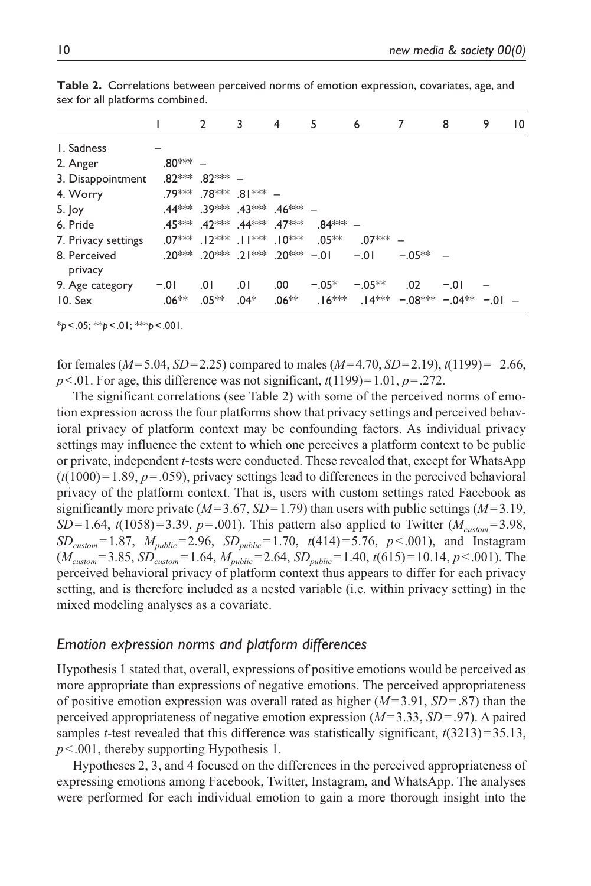**Table 2.** Correlations between perceived norms of emotion expression, covariates, age, and sex for all platforms combined.

| | 1 | 2 | 3 | 4 | 5 | 6 | 7 | 8 | 9 | 10 |
|---|---|---|---|---|---|---|---|---|---|---|
| 1. Sadness | – | | | | | | | | | |
| 2. Anger | .80*** | – | | | | | | | | |
| 3. Disappointment | .82*** | .82*** | – | | | | | | | |
| 4. Worry | .79*** | .78*** | .81*** | – | | | | | | |
| 5. Joy | .44*** | .39*** | .43*** | .46*** | – | | | | | |
| 6. Pride | .45*** | .42*** | .44*** | .47*** | .84*** | – | | | | |
| 7. Privacy settings | .07*** | .12*** | .11*** | .10*** | .05** | .07*** | – | | | |
| 8. Perceived privacy | .20*** | .20*** | .21*** | .20*** | −.01 | −.01 | −.05** | – | | |
| 9. Age category | −.01 | .01 | .01 | .00 | −.05* | −.05** | .02 | −.01 | – | |
| 10. Sex | .06** | .05** | .04* | .06** | .16*** | .14*** | −.08*** | −.04** | −.01 | – |

*$p < .05$; **$p < .01$; ***$p < .001$.

for females ($M = 5.04$, $SD = 2.25$) compared to males ($M = 4.70$, $SD = 2.19$), $t(1199) = -2.66$, $p < .01$. For age, this difference was not significant, $t(1199) = 1.01$, $p = .272$.

The significant correlations (see Table 2) with some of the perceived norms of emotion expression across the four platforms show that privacy settings and perceived behavioral privacy of platform context may be confounding factors. As individual privacy settings may influence the extent to which one perceives a platform context to be public or private, independent *t*-tests were conducted. These revealed that, except for WhatsApp ($t(1000) = 1.89$, $p = .059$), privacy settings lead to differences in the perceived behavioral privacy of the platform context. That is, users with custom settings rated Facebook as significantly more private ($M = 3.67$, $SD = 1.79$) than users with public settings ($M = 3.19$, $SD = 1.64$, $t(1058) = 3.39$, $p = .001$). This pattern also applied to Twitter ($M_{custom} = 3.98$, $SD_{custom} = 1.87$, $M_{public} = 2.96$, $SD_{public} = 1.70$, $t(414) = 5.76$, $p < .001$), and Instagram ($M_{custom} = 3.85$, $SD_{custom} = 1.64$, $M_{public} = 2.64$, $SD_{public} = 1.40$, $t(615) = 10.14$, $p < .001$). The perceived behavioral privacy of platform context thus appears to differ for each privacy setting, and is therefore included as a nested variable (i.e. within privacy setting) in the mixed modeling analyses as a covariate.

### *Emotion expression norms and platform differences*

Hypothesis 1 stated that, overall, expressions of positive emotions would be perceived as more appropriate than expressions of negative emotions. The perceived appropriateness of positive emotion expression was overall rated as higher ($M = 3.91$, $SD = .87$) than the perceived appropriateness of negative emotion expression ($M = 3.33$, $SD = .97$). A paired samples *t*-test revealed that this difference was statistically significant, $t(3213) = 35.13$, $p < .001$, thereby supporting Hypothesis 1.

Hypotheses 2, 3, and 4 focused on the differences in the perceived appropriateness of expressing emotions among Facebook, Twitter, Instagram, and WhatsApp. The analyses were performed for each individual emotion to gain a more thorough insight into the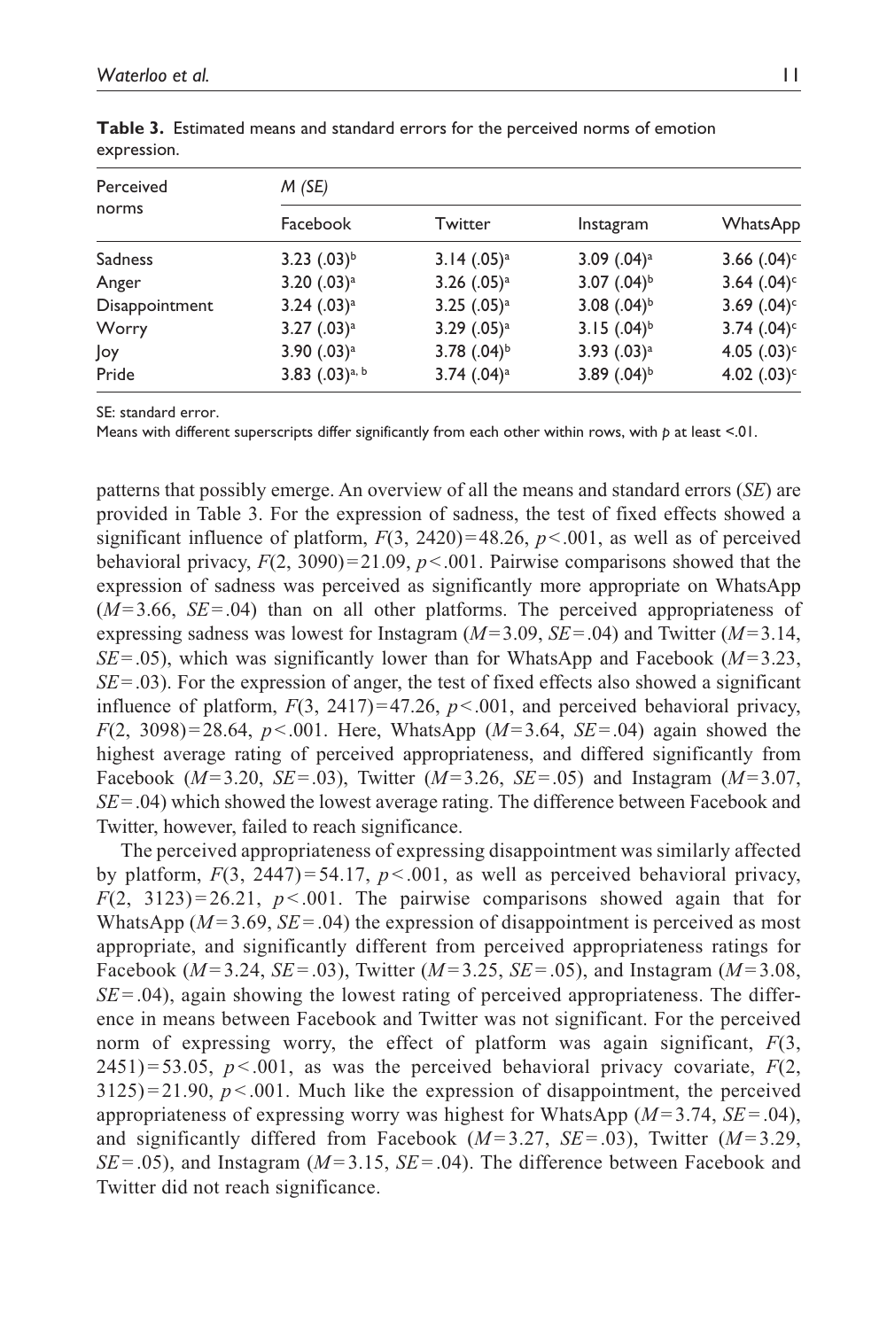**Table 3.** Estimated means and standard errors for the perceived norms of emotion expression.

| Perceived norms | *M (SE)* | | | |
|---|---|---|---|---|
| | Facebook | Twitter | Instagram | WhatsApp |
| Sadness | 3.23 (.03)[b] | 3.14 (.05)[a] | 3.09 (.04)[a] | 3.66 (.04)[c] |
| Anger | 3.20 (.03)[a] | 3.26 (.05)[a] | 3.07 (.04)[b] | 3.64 (.04)[c] |
| Disappointment | 3.24 (.03)[a] | 3.25 (.05)[a] | 3.08 (.04)[b] | 3.69 (.04)[c] |
| Worry | 3.27 (.03)[a] | 3.29 (.05)[a] | 3.15 (.04)[b] | 3.74 (.04)[c] |
| Joy | 3.90 (.03)[a] | 3.78 (.04)[b] | 3.93 (.03)[a] | 4.05 (.03)[c] |
| Pride | 3.83 (.03)[a, b] | 3.74 (.04)[a] | 3.89 (.04)[b] | 4.02 (.03)[c] |

SE: standard error.

Means with different superscripts differ significantly from each other within rows, with *p* at least <.01.

patterns that possibly emerge. An overview of all the means and standard errors (*SE*) are provided in Table 3. For the expression of sadness, the test of fixed effects showed a significant influence of platform, $F(3, 2420) = 48.26$, $p < .001$, as well as of perceived behavioral privacy, $F(2, 3090) = 21.09$, $p < .001$. Pairwise comparisons showed that the expression of sadness was perceived as significantly more appropriate on WhatsApp ($M = 3.66$, $SE = .04$) than on all other platforms. The perceived appropriateness of expressing sadness was lowest for Instagram ($M = 3.09$, $SE = .04$) and Twitter ($M = 3.14$, $SE = .05$), which was significantly lower than for WhatsApp and Facebook ($M = 3.23$, $SE = .03$). For the expression of anger, the test of fixed effects also showed a significant influence of platform, $F(3, 2417) = 47.26$, $p < .001$, and perceived behavioral privacy, $F(2, 3098) = 28.64$, $p < .001$. Here, WhatsApp ($M = 3.64$, $SE = .04$) again showed the highest average rating of perceived appropriateness, and differed significantly from Facebook ($M = 3.20$, $SE = .03$), Twitter ($M = 3.26$, $SE = .05$) and Instagram ($M = 3.07$, $SE = .04$) which showed the lowest average rating. The difference between Facebook and Twitter, however, failed to reach significance.

The perceived appropriateness of expressing disappointment was similarly affected by platform, $F(3, 2447) = 54.17$, $p < .001$, as well as perceived behavioral privacy, $F(2, 3123) = 26.21$, $p < .001$. The pairwise comparisons showed again that for WhatsApp ($M = 3.69$, $SE = .04$) the expression of disappointment is perceived as most appropriate, and significantly different from perceived appropriateness ratings for Facebook ($M = 3.24$, $SE = .03$), Twitter ($M = 3.25$, $SE = .05$), and Instagram ($M = 3.08$, $SE = .04$), again showing the lowest rating of perceived appropriateness. The difference in means between Facebook and Twitter was not significant. For the perceived norm of expressing worry, the effect of platform was again significant, $F(3, 2451) = 53.05$, $p < .001$, as was the perceived behavioral privacy covariate, $F(2, 3125) = 21.90$, $p < .001$. Much like the expression of disappointment, the perceived appropriateness of expressing worry was highest for WhatsApp ($M = 3.74$, $SE = .04$), and significantly differed from Facebook ($M = 3.27$, $SE = .03$), Twitter ($M = 3.29$, $SE = .05$), and Instagram ($M = 3.15$, $SE = .04$). The difference between Facebook and Twitter did not reach significance.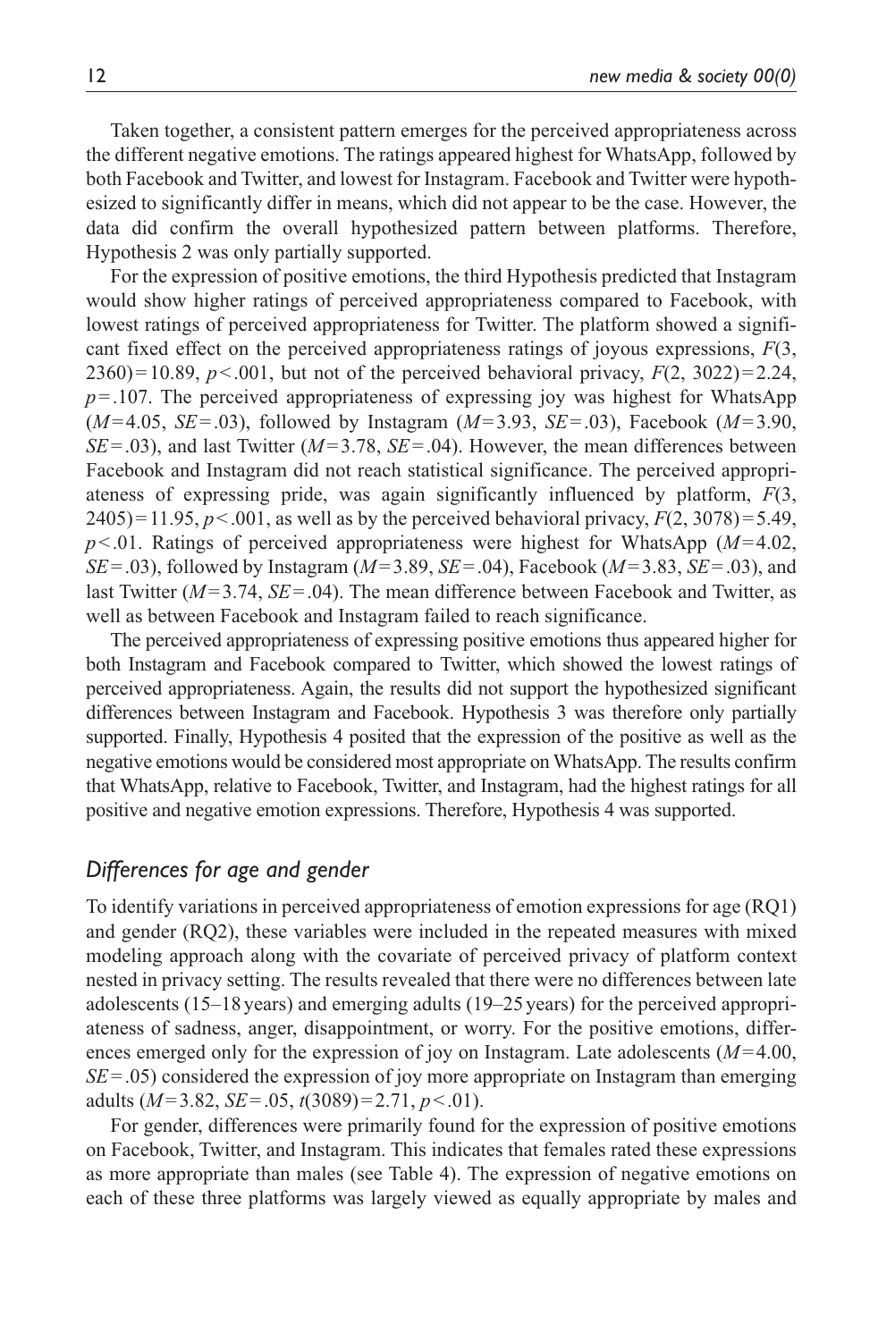Taken together, a consistent pattern emerges for the perceived appropriateness across the different negative emotions. The ratings appeared highest for WhatsApp, followed by both Facebook and Twitter, and lowest for Instagram. Facebook and Twitter were hypothesized to significantly differ in means, which did not appear to be the case. However, the data did confirm the overall hypothesized pattern between platforms. Therefore, Hypothesis 2 was only partially supported.

For the expression of positive emotions, the third Hypothesis predicted that Instagram would show higher ratings of perceived appropriateness compared to Facebook, with lowest ratings of perceived appropriateness for Twitter. The platform showed a significant fixed effect on the perceived appropriateness ratings of joyous expressions, $F(3, 2360) = 10.89$, $p < .001$, but not of the perceived behavioral privacy, $F(2, 3022) = 2.24$, $p = .107$. The perceived appropriateness of expressing joy was highest for WhatsApp ($M = 4.05$, $SE = .03$), followed by Instagram ($M = 3.93$, $SE = .03$), Facebook ($M = 3.90$, $SE = .03$), and last Twitter ($M = 3.78$, $SE = .04$). However, the mean differences between Facebook and Instagram did not reach statistical significance. The perceived appropriateness of expressing pride, was again significantly influenced by platform, $F(3, 2405) = 11.95$, $p < .001$, as well as by the perceived behavioral privacy, $F(2, 3078) = 5.49$, $p < .01$. Ratings of perceived appropriateness were highest for WhatsApp ($M = 4.02$, $SE = .03$), followed by Instagram ($M = 3.89$, $SE = .04$), Facebook ($M = 3.83$, $SE = .03$), and last Twitter ($M = 3.74$, $SE = .04$). The mean difference between Facebook and Twitter, as well as between Facebook and Instagram failed to reach significance.

The perceived appropriateness of expressing positive emotions thus appeared higher for both Instagram and Facebook compared to Twitter, which showed the lowest ratings of perceived appropriateness. Again, the results did not support the hypothesized significant differences between Instagram and Facebook. Hypothesis 3 was therefore only partially supported. Finally, Hypothesis 4 posited that the expression of the positive as well as the negative emotions would be considered most appropriate on WhatsApp. The results confirm that WhatsApp, relative to Facebook, Twitter, and Instagram, had the highest ratings for all positive and negative emotion expressions. Therefore, Hypothesis 4 was supported.

### *Differences for age and gender*

To identify variations in perceived appropriateness of emotion expressions for age (RQ1) and gender (RQ2), these variables were included in the repeated measures with mixed modeling approach along with the covariate of perceived privacy of platform context nested in privacy setting. The results revealed that there were no differences between late adolescents (15–18 years) and emerging adults (19–25 years) for the perceived appropriateness of sadness, anger, disappointment, or worry. For the positive emotions, differences emerged only for the expression of joy on Instagram. Late adolescents ($M = 4.00$, $SE = .05$) considered the expression of joy more appropriate on Instagram than emerging adults ($M = 3.82$, $SE = .05$, $t(3089) = 2.71$, $p < .01$).

For gender, differences were primarily found for the expression of positive emotions on Facebook, Twitter, and Instagram. This indicates that females rated these expressions as more appropriate than males (see Table 4). The expression of negative emotions on each of these three platforms was largely viewed as equally appropriate by males and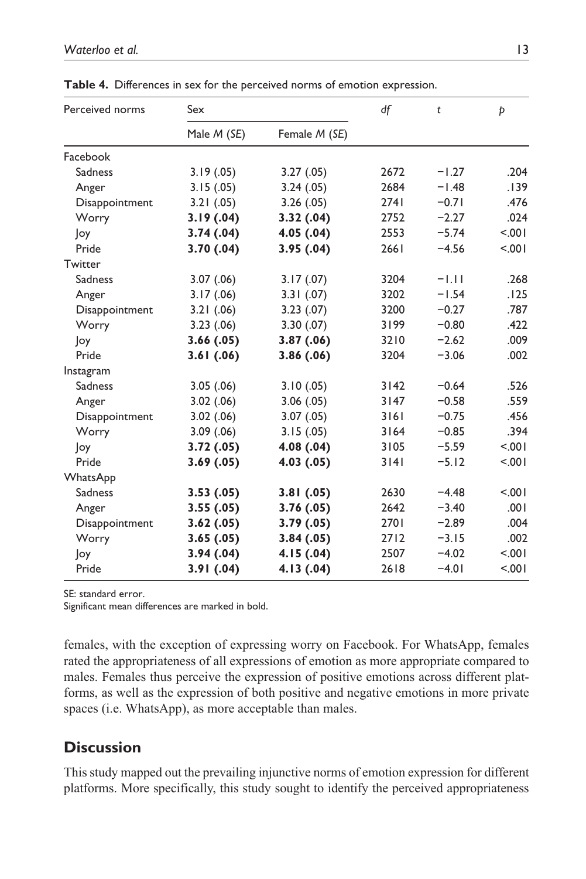**Table 4.** Differences in sex for the perceived norms of emotion expression.

| Perceived norms | Sex | | *df* | *t* | *p* |
|---|---|---|---|---|---|
| | Male *M* (*SE*) | Female *M* (*SE*) | | | |
| Facebook | | | | | |
| Sadness | 3.19 (.05) | 3.27 (.05) | 2672 | −1.27 | .204 |
| Anger | 3.15 (.05) | 3.24 (.05) | 2684 | −1.48 | .139 |
| Disappointment | 3.21 (.05) | 3.26 (.05) | 2741 | −0.71 | .476 |
| Worry | **3.19 (.04)** | **3.32 (.04)** | 2752 | −2.27 | .024 |
| Joy | **3.74 (.04)** | **4.05 (.04)** | 2553 | −5.74 | <.001 |
| Pride | **3.70 (.04)** | **3.95 (.04)** | 2661 | −4.56 | <.001 |
| Twitter | | | | | |
| Sadness | 3.07 (.06) | 3.17 (.07) | 3204 | −1.11 | .268 |
| Anger | 3.17 (.06) | 3.31 (.07) | 3202 | −1.54 | .125 |
| Disappointment | 3.21 (.06) | 3.23 (.07) | 3200 | −0.27 | .787 |
| Worry | 3.23 (.06) | 3.30 (.07) | 3199 | −0.80 | .422 |
| Joy | **3.66 (.05)** | **3.87 (.06)** | 3210 | −2.62 | .009 |
| Pride | **3.61 (.06)** | **3.86 (.06)** | 3204 | −3.06 | .002 |
| Instagram | | | | | |
| Sadness | 3.05 (.06) | 3.10 (.05) | 3142 | −0.64 | .526 |
| Anger | 3.02 (.06) | 3.06 (.05) | 3147 | −0.58 | .559 |
| Disappointment | 3.02 (.06) | 3.07 (.05) | 3161 | −0.75 | .456 |
| Worry | 3.09 (.06) | 3.15 (.05) | 3164 | −0.85 | .394 |
| Joy | **3.72 (.05)** | **4.08 (.04)** | 3105 | −5.59 | <.001 |
| Pride | **3.69 (.05)** | **4.03 (.05)** | 3141 | −5.12 | <.001 |
| WhatsApp | | | | | |
| Sadness | **3.53 (.05)** | **3.81 (.05)** | 2630 | −4.48 | <.001 |
| Anger | **3.55 (.05)** | **3.76 (.05)** | 2642 | −3.40 | .001 |
| Disappointment | **3.62 (.05)** | **3.79 (.05)** | 2701 | −2.89 | .004 |
| Worry | **3.65 (.05)** | **3.84 (.05)** | 2712 | −3.15 | .002 |
| Joy | **3.94 (.04)** | **4.15 (.04)** | 2507 | −4.02 | <.001 |
| Pride | **3.91 (.04)** | **4.13 (.04)** | 2618 | −4.01 | <.001 |

SE: standard error.
Significant mean differences are marked in bold.

females, with the exception of expressing worry on Facebook. For WhatsApp, females rated the appropriateness of all expressions of emotion as more appropriate compared to males. Females thus perceive the expression of positive emotions across different platforms, as well as the expression of both positive and negative emotions in more private spaces (i.e. WhatsApp), as more acceptable than males.

## Discussion

This study mapped out the prevailing injunctive norms of emotion expression for different platforms. More specifically, this study sought to identify the perceived appropriateness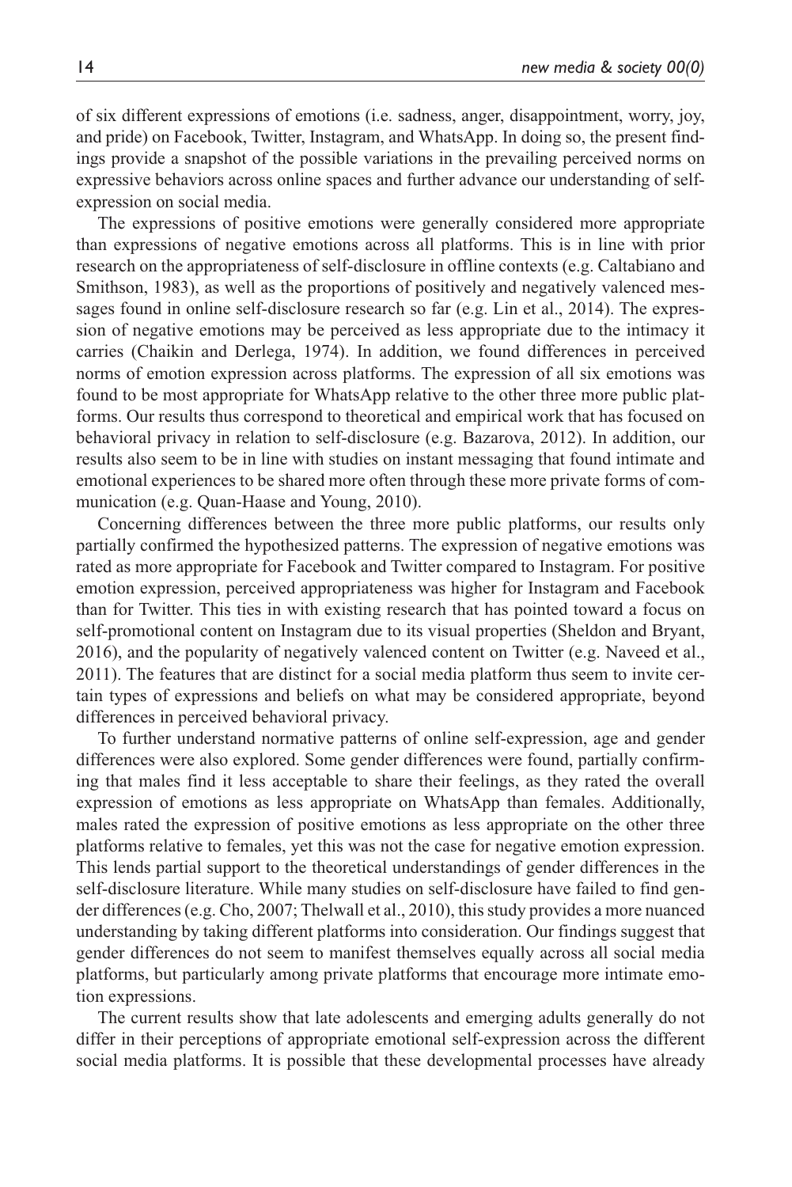of six different expressions of emotions (i.e. sadness, anger, disappointment, worry, joy, and pride) on Facebook, Twitter, Instagram, and WhatsApp. In doing so, the present findings provide a snapshot of the possible variations in the prevailing perceived norms on expressive behaviors across online spaces and further advance our understanding of self-expression on social media.

The expressions of positive emotions were generally considered more appropriate than expressions of negative emotions across all platforms. This is in line with prior research on the appropriateness of self-disclosure in offline contexts (e.g. Caltabiano and Smithson, 1983), as well as the proportions of positively and negatively valenced messages found in online self-disclosure research so far (e.g. Lin et al., 2014). The expression of negative emotions may be perceived as less appropriate due to the intimacy it carries (Chaikin and Derlega, 1974). In addition, we found differences in perceived norms of emotion expression across platforms. The expression of all six emotions was found to be most appropriate for WhatsApp relative to the other three more public platforms. Our results thus correspond to theoretical and empirical work that has focused on behavioral privacy in relation to self-disclosure (e.g. Bazarova, 2012). In addition, our results also seem to be in line with studies on instant messaging that found intimate and emotional experiences to be shared more often through these more private forms of communication (e.g. Quan-Haase and Young, 2010).

Concerning differences between the three more public platforms, our results only partially confirmed the hypothesized patterns. The expression of negative emotions was rated as more appropriate for Facebook and Twitter compared to Instagram. For positive emotion expression, perceived appropriateness was higher for Instagram and Facebook than for Twitter. This ties in with existing research that has pointed toward a focus on self-promotional content on Instagram due to its visual properties (Sheldon and Bryant, 2016), and the popularity of negatively valenced content on Twitter (e.g. Naveed et al., 2011). The features that are distinct for a social media platform thus seem to invite certain types of expressions and beliefs on what may be considered appropriate, beyond differences in perceived behavioral privacy.

To further understand normative patterns of online self-expression, age and gender differences were also explored. Some gender differences were found, partially confirming that males find it less acceptable to share their feelings, as they rated the overall expression of emotions as less appropriate on WhatsApp than females. Additionally, males rated the expression of positive emotions as less appropriate on the other three platforms relative to females, yet this was not the case for negative emotion expression. This lends partial support to the theoretical understandings of gender differences in the self-disclosure literature. While many studies on self-disclosure have failed to find gender differences (e.g. Cho, 2007; Thelwall et al., 2010), this study provides a more nuanced understanding by taking different platforms into consideration. Our findings suggest that gender differences do not seem to manifest themselves equally across all social media platforms, but particularly among private platforms that encourage more intimate emotion expressions.

The current results show that late adolescents and emerging adults generally do not differ in their perceptions of appropriate emotional self-expression across the different social media platforms. It is possible that these developmental processes have already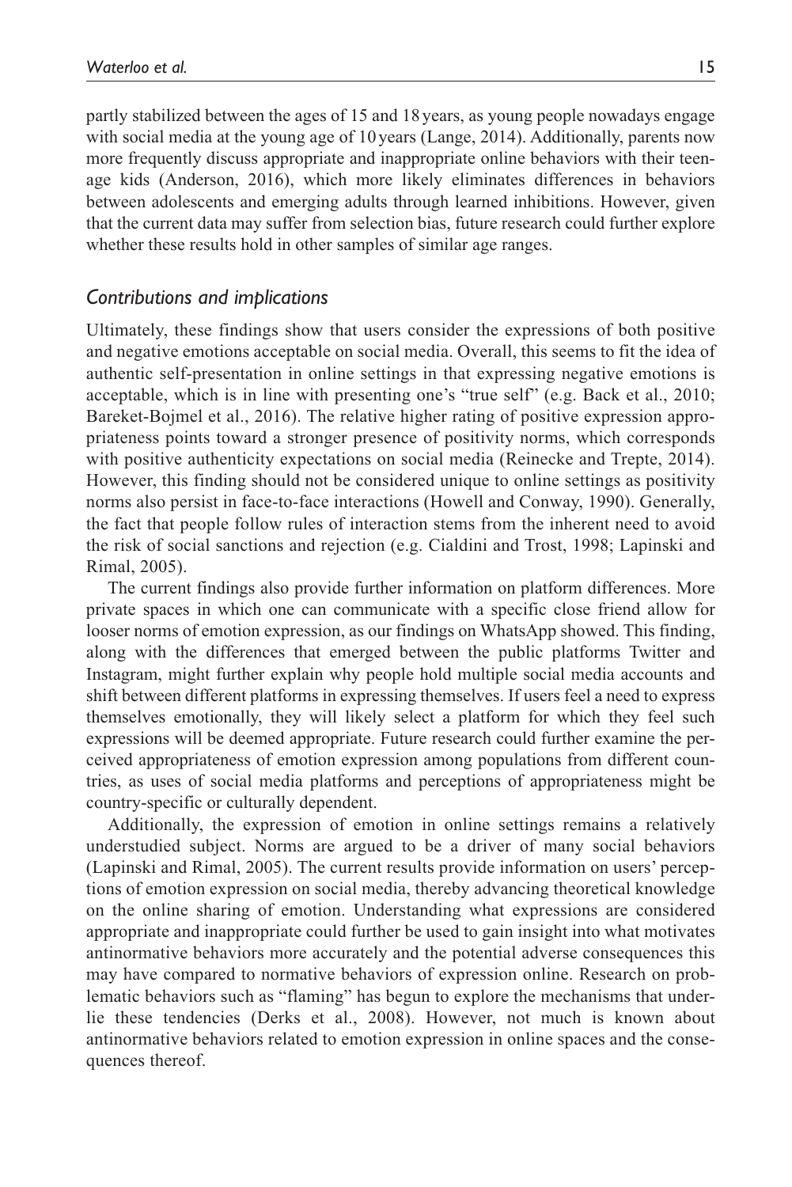partly stabilized between the ages of 15 and 18 years, as young people nowadays engage with social media at the young age of 10 years (Lange, 2014). Additionally, parents now more frequently discuss appropriate and inappropriate online behaviors with their teenage kids (Anderson, 2016), which more likely eliminates differences in behaviors between adolescents and emerging adults through learned inhibitions. However, given that the current data may suffer from selection bias, future research could further explore whether these results hold in other samples of similar age ranges.

### *Contributions and implications*

Ultimately, these findings show that users consider the expressions of both positive and negative emotions acceptable on social media. Overall, this seems to fit the idea of authentic self-presentation in online settings in that expressing negative emotions is acceptable, which is in line with presenting one's "true self" (e.g. Back et al., 2010; Bareket-Bojmel et al., 2016). The relative higher rating of positive expression appropriateness points toward a stronger presence of positivity norms, which corresponds with positive authenticity expectations on social media (Reinecke and Trepte, 2014). However, this finding should not be considered unique to online settings as positivity norms also persist in face-to-face interactions (Howell and Conway, 1990). Generally, the fact that people follow rules of interaction stems from the inherent need to avoid the risk of social sanctions and rejection (e.g. Cialdini and Trost, 1998; Lapinski and Rimal, 2005).

The current findings also provide further information on platform differences. More private spaces in which one can communicate with a specific close friend allow for looser norms of emotion expression, as our findings on WhatsApp showed. This finding, along with the differences that emerged between the public platforms Twitter and Instagram, might further explain why people hold multiple social media accounts and shift between different platforms in expressing themselves. If users feel a need to express themselves emotionally, they will likely select a platform for which they feel such expressions will be deemed appropriate. Future research could further examine the perceived appropriateness of emotion expression among populations from different countries, as uses of social media platforms and perceptions of appropriateness might be country-specific or culturally dependent.

Additionally, the expression of emotion in online settings remains a relatively understudied subject. Norms are argued to be a driver of many social behaviors (Lapinski and Rimal, 2005). The current results provide information on users' perceptions of emotion expression on social media, thereby advancing theoretical knowledge on the online sharing of emotion. Understanding what expressions are considered appropriate and inappropriate could further be used to gain insight into what motivates antinormative behaviors more accurately and the potential adverse consequences this may have compared to normative behaviors of expression online. Research on problematic behaviors such as "flaming" has begun to explore the mechanisms that underlie these tendencies (Derks et al., 2008). However, not much is known about antinormative behaviors related to emotion expression in online spaces and the consequences thereof.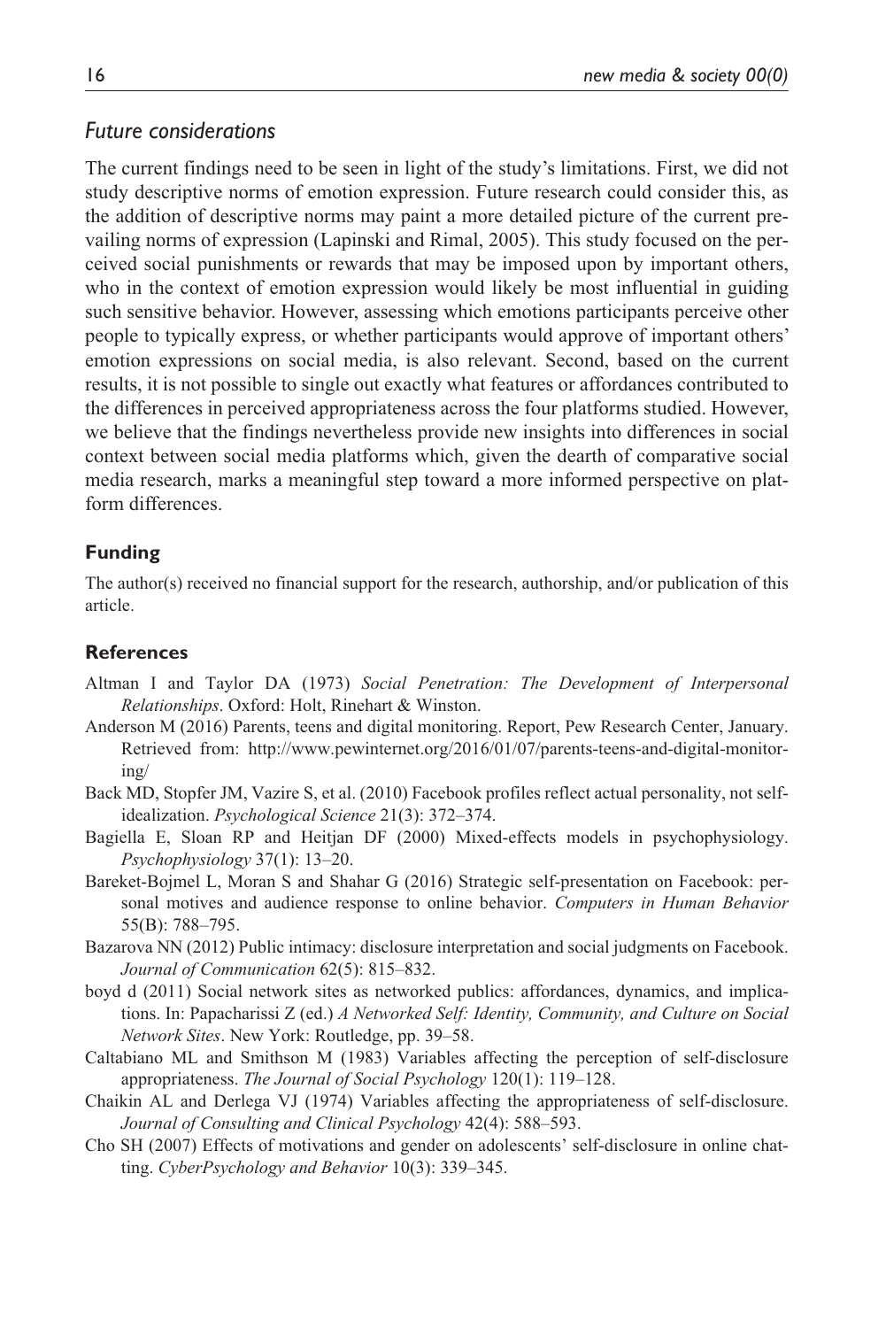## *Future considerations*

The current findings need to be seen in light of the study's limitations. First, we did not study descriptive norms of emotion expression. Future research could consider this, as the addition of descriptive norms may paint a more detailed picture of the current prevailing norms of expression (Lapinski and Rimal, 2005). This study focused on the perceived social punishments or rewards that may be imposed upon by important others, who in the context of emotion expression would likely be most influential in guiding such sensitive behavior. However, assessing which emotions participants perceive other people to typically express, or whether participants would approve of important others' emotion expressions on social media, is also relevant. Second, based on the current results, it is not possible to single out exactly what features or affordances contributed to the differences in perceived appropriateness across the four platforms studied. However, we believe that the findings nevertheless provide new insights into differences in social context between social media platforms which, given the dearth of comparative social media research, marks a meaningful step toward a more informed perspective on platform differences.

### Funding

The author(s) received no financial support for the research, authorship, and/or publication of this article.

### References

Altman I and Taylor DA (1973) *Social Penetration: The Development of Interpersonal Relationships*. Oxford: Holt, Rinehart & Winston.

Anderson M (2016) Parents, teens and digital monitoring. Report, Pew Research Center, January. Retrieved from: http://www.pewinternet.org/2016/01/07/parents-teens-and-digital-monitoring/

Back MD, Stopfer JM, Vazire S, et al. (2010) Facebook profiles reflect actual personality, not self-idealization. *Psychological Science* 21(3): 372–374.

Bagiella E, Sloan RP and Heitjan DF (2000) Mixed-effects models in psychophysiology. *Psychophysiology* 37(1): 13–20.

Bareket-Bojmel L, Moran S and Shahar G (2016) Strategic self-presentation on Facebook: personal motives and audience response to online behavior. *Computers in Human Behavior* 55(B): 788–795.

Bazarova NN (2012) Public intimacy: disclosure interpretation and social judgments on Facebook. *Journal of Communication* 62(5): 815–832.

boyd d (2011) Social network sites as networked publics: affordances, dynamics, and implications. In: Papacharissi Z (ed.) *A Networked Self: Identity, Community, and Culture on Social Network Sites*. New York: Routledge, pp. 39–58.

Caltabiano ML and Smithson M (1983) Variables affecting the perception of self-disclosure appropriateness. *The Journal of Social Psychology* 120(1): 119–128.

Chaikin AL and Derlega VJ (1974) Variables affecting the appropriateness of self-disclosure. *Journal of Consulting and Clinical Psychology* 42(4): 588–593.

Cho SH (2007) Effects of motivations and gender on adolescents' self-disclosure in online chatting. *CyberPsychology and Behavior* 10(3): 339–345.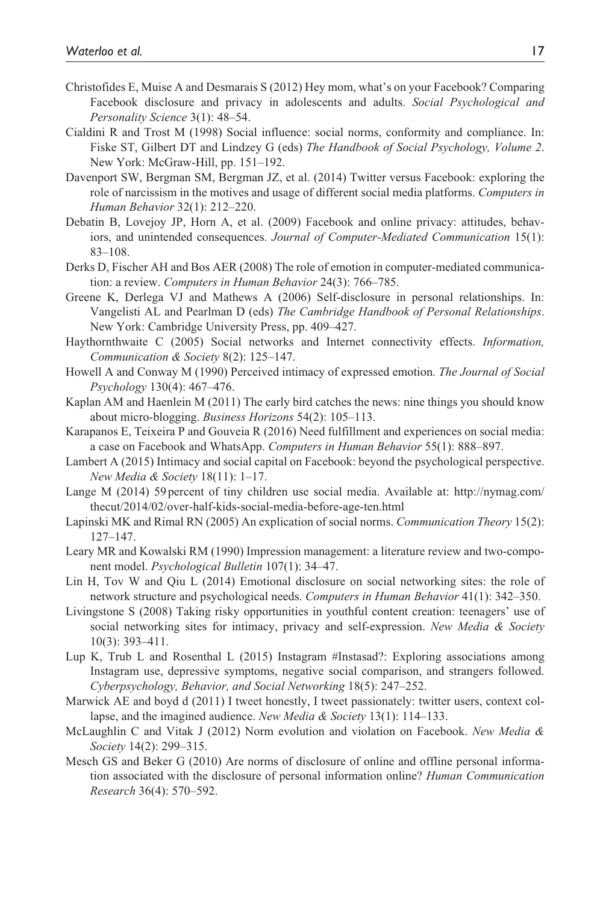Christofides E, Muise A and Desmarais S (2012) Hey mom, what's on your Facebook? Comparing Facebook disclosure and privacy in adolescents and adults. *Social Psychological and Personality Science* 3(1): 48–54.

Cialdini R and Trost M (1998) Social influence: social norms, conformity and compliance. In: Fiske ST, Gilbert DT and Lindzey G (eds) *The Handbook of Social Psychology, Volume 2*. New York: McGraw-Hill, pp. 151–192.

Davenport SW, Bergman SM, Bergman JZ, et al. (2014) Twitter versus Facebook: exploring the role of narcissism in the motives and usage of different social media platforms. *Computers in Human Behavior* 32(1): 212–220.

Debatin B, Lovejoy JP, Horn A, et al. (2009) Facebook and online privacy: attitudes, behaviors, and unintended consequences. *Journal of Computer-Mediated Communication* 15(1): 83–108.

Derks D, Fischer AH and Bos AER (2008) The role of emotion in computer-mediated communication: a review. *Computers in Human Behavior* 24(3): 766–785.

Greene K, Derlega VJ and Mathews A (2006) Self-disclosure in personal relationships. In: Vangelisti AL and Pearlman D (eds) *The Cambridge Handbook of Personal Relationships*. New York: Cambridge University Press, pp. 409–427.

Haythornthwaite C (2005) Social networks and Internet connectivity effects. *Information, Communication & Society* 8(2): 125–147.

Howell A and Conway M (1990) Perceived intimacy of expressed emotion. *The Journal of Social Psychology* 130(4): 467–476.

Kaplan AM and Haenlein M (2011) The early bird catches the news: nine things you should know about micro-blogging. *Business Horizons* 54(2): 105–113.

Karapanos E, Teixeira P and Gouveia R (2016) Need fulfillment and experiences on social media: a case on Facebook and WhatsApp. *Computers in Human Behavior* 55(1): 888–897.

Lambert A (2015) Intimacy and social capital on Facebook: beyond the psychological perspective. *New Media & Society* 18(11): 1–17.

Lange M (2014) 59 percent of tiny children use social media. Available at: http://nymag.com/thecut/2014/02/over-half-kids-social-media-before-age-ten.html

Lapinski MK and Rimal RN (2005) An explication of social norms. *Communication Theory* 15(2): 127–147.

Leary MR and Kowalski RM (1990) Impression management: a literature review and two-component model. *Psychological Bulletin* 107(1): 34–47.

Lin H, Tov W and Qiu L (2014) Emotional disclosure on social networking sites: the role of network structure and psychological needs. *Computers in Human Behavior* 41(1): 342–350.

Livingstone S (2008) Taking risky opportunities in youthful content creation: teenagers' use of social networking sites for intimacy, privacy and self-expression. *New Media & Society* 10(3): 393–411.

Lup K, Trub L and Rosenthal L (2015) Instagram #Instasad?: Exploring associations among Instagram use, depressive symptoms, negative social comparison, and strangers followed. *Cyberpsychology, Behavior, and Social Networking* 18(5): 247–252.

Marwick AE and boyd d (2011) I tweet honestly, I tweet passionately: twitter users, context collapse, and the imagined audience. *New Media & Society* 13(1): 114–133.

McLaughlin C and Vitak J (2012) Norm evolution and violation on Facebook. *New Media & Society* 14(2): 299–315.

Mesch GS and Beker G (2010) Are norms of disclosure of online and offline personal information associated with the disclosure of personal information online? *Human Communication Research* 36(4): 570–592.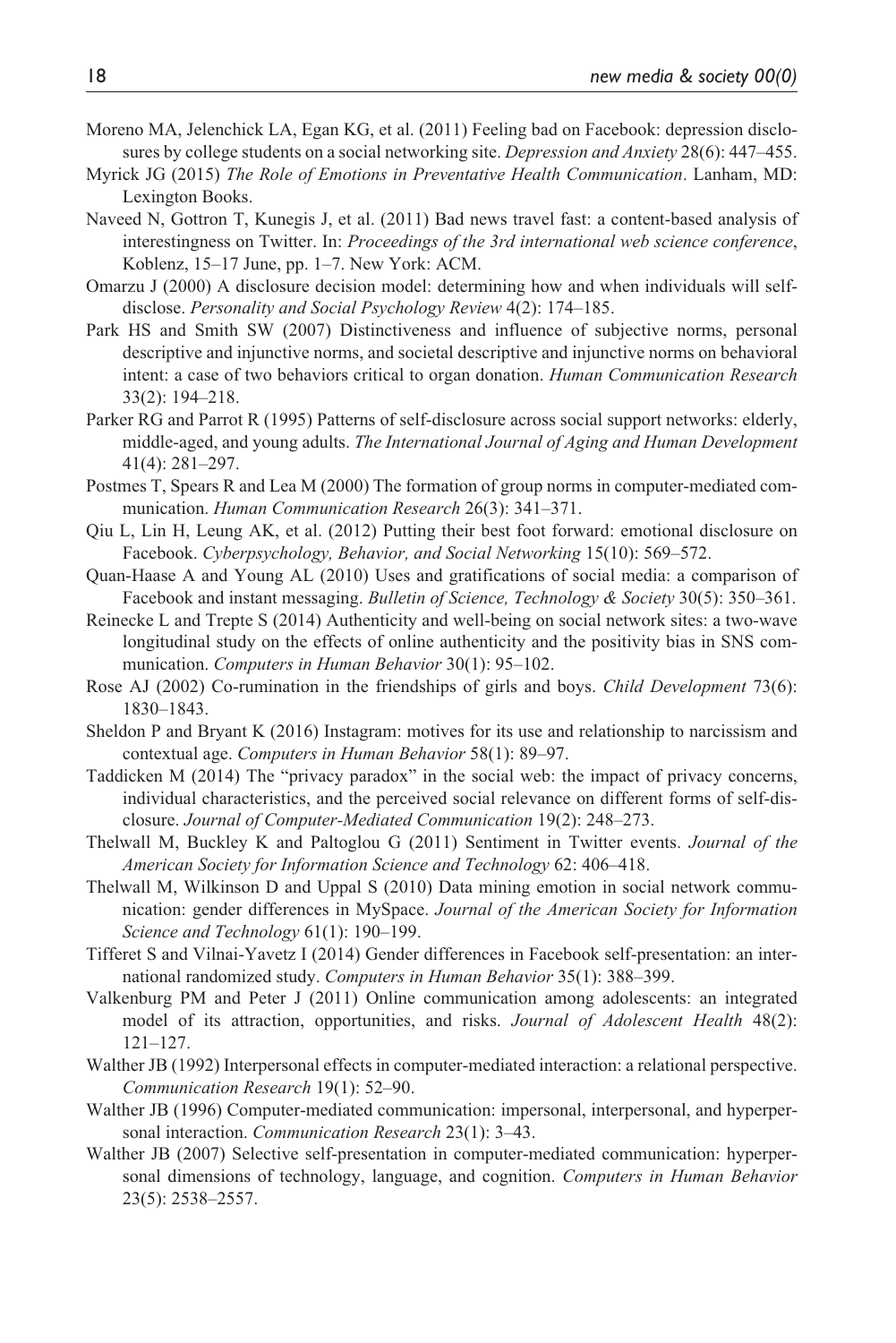Moreno MA, Jelenchick LA, Egan KG, et al. (2011) Feeling bad on Facebook: depression disclosures by college students on a social networking site. *Depression and Anxiety* 28(6): 447–455.

Myrick JG (2015) *The Role of Emotions in Preventative Health Communication*. Lanham, MD: Lexington Books.

Naveed N, Gottron T, Kunegis J, et al. (2011) Bad news travel fast: a content-based analysis of interestingness on Twitter. In: *Proceedings of the 3rd international web science conference*, Koblenz, 15–17 June, pp. 1–7. New York: ACM.

Omarzu J (2000) A disclosure decision model: determining how and when individuals will self-disclose. *Personality and Social Psychology Review* 4(2): 174–185.

Park HS and Smith SW (2007) Distinctiveness and influence of subjective norms, personal descriptive and injunctive norms, and societal descriptive and injunctive norms on behavioral intent: a case of two behaviors critical to organ donation. *Human Communication Research* 33(2): 194–218.

Parker RG and Parrot R (1995) Patterns of self-disclosure across social support networks: elderly, middle-aged, and young adults. *The International Journal of Aging and Human Development* 41(4): 281–297.

Postmes T, Spears R and Lea M (2000) The formation of group norms in computer-mediated communication. *Human Communication Research* 26(3): 341–371.

Qiu L, Lin H, Leung AK, et al. (2012) Putting their best foot forward: emotional disclosure on Facebook. *Cyberpsychology, Behavior, and Social Networking* 15(10): 569–572.

Quan-Haase A and Young AL (2010) Uses and gratifications of social media: a comparison of Facebook and instant messaging. *Bulletin of Science, Technology & Society* 30(5): 350–361.

Reinecke L and Trepte S (2014) Authenticity and well-being on social network sites: a two-wave longitudinal study on the effects of online authenticity and the positivity bias in SNS communication. *Computers in Human Behavior* 30(1): 95–102.

Rose AJ (2002) Co-rumination in the friendships of girls and boys. *Child Development* 73(6): 1830–1843.

Sheldon P and Bryant K (2016) Instagram: motives for its use and relationship to narcissism and contextual age. *Computers in Human Behavior* 58(1): 89–97.

Taddicken M (2014) The "privacy paradox" in the social web: the impact of privacy concerns, individual characteristics, and the perceived social relevance on different forms of self-disclosure. *Journal of Computer-Mediated Communication* 19(2): 248–273.

Thelwall M, Buckley K and Paltoglou G (2011) Sentiment in Twitter events. *Journal of the American Society for Information Science and Technology* 62: 406–418.

Thelwall M, Wilkinson D and Uppal S (2010) Data mining emotion in social network communication: gender differences in MySpace. *Journal of the American Society for Information Science and Technology* 61(1): 190–199.

Tifferet S and Vilnai-Yavetz I (2014) Gender differences in Facebook self-presentation: an international randomized study. *Computers in Human Behavior* 35(1): 388–399.

Valkenburg PM and Peter J (2011) Online communication among adolescents: an integrated model of its attraction, opportunities, and risks. *Journal of Adolescent Health* 48(2): 121–127.

Walther JB (1992) Interpersonal effects in computer-mediated interaction: a relational perspective. *Communication Research* 19(1): 52–90.

Walther JB (1996) Computer-mediated communication: impersonal, interpersonal, and hyperpersonal interaction. *Communication Research* 23(1): 3–43.

Walther JB (2007) Selective self-presentation in computer-mediated communication: hyperpersonal dimensions of technology, language, and cognition. *Computers in Human Behavior* 23(5): 2538–2557.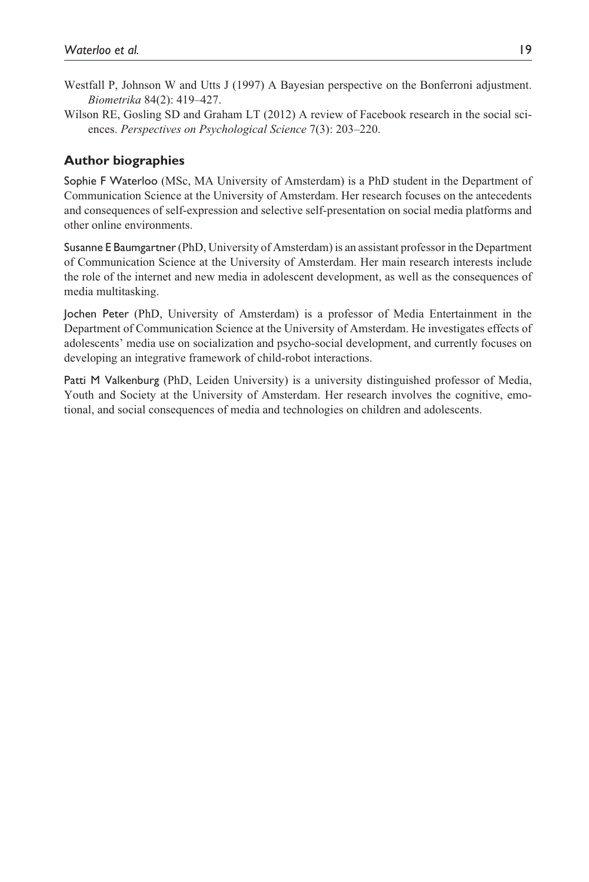Westfall P, Johnson W and Utts J (1997) A Bayesian perspective on the Bonferroni adjustment. *Biometrika* 84(2): 419–427.

Wilson RE, Gosling SD and Graham LT (2012) A review of Facebook research in the social sciences. *Perspectives on Psychological Science* 7(3): 203–220.

## Author biographies

Sophie F Waterloo (MSc, MA University of Amsterdam) is a PhD student in the Department of Communication Science at the University of Amsterdam. Her research focuses on the antecedents and consequences of self-expression and selective self-presentation on social media platforms and other online environments.

Susanne E Baumgartner (PhD, University of Amsterdam) is an assistant professor in the Department of Communication Science at the University of Amsterdam. Her main research interests include the role of the internet and new media in adolescent development, as well as the consequences of media multitasking.

Jochen Peter (PhD, University of Amsterdam) is a professor of Media Entertainment in the Department of Communication Science at the University of Amsterdam. He investigates effects of adolescents' media use on socialization and psycho-social development, and currently focuses on developing an integrative framework of child-robot interactions.

Patti M Valkenburg (PhD, Leiden University) is a university distinguished professor of Media, Youth and Society at the University of Amsterdam. Her research involves the cognitive, emotional, and social consequences of media and technologies on children and adolescents.